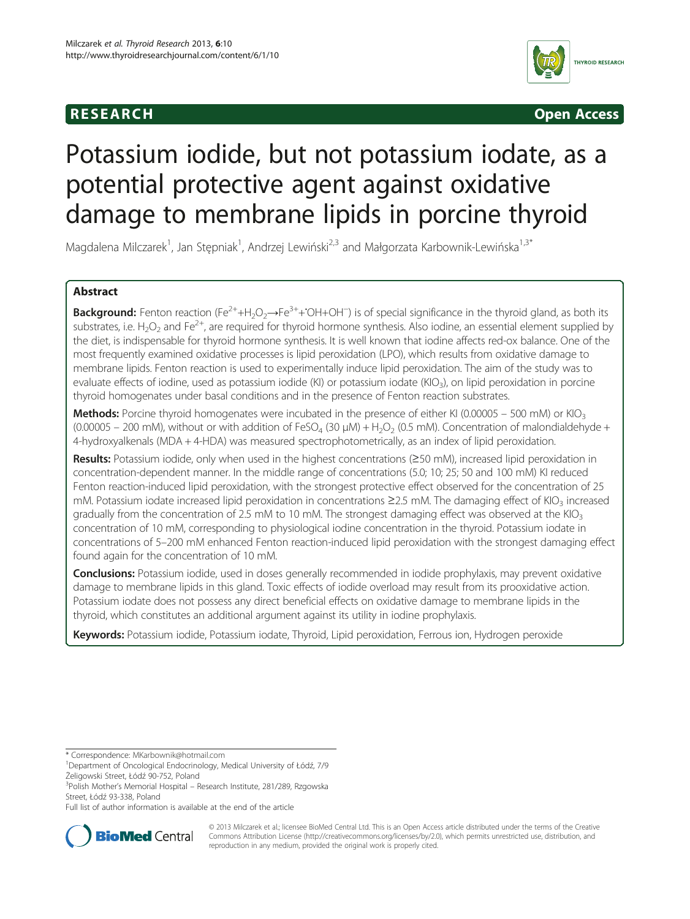RESEARCH **Open Access**

# Potassium iodide, but not potassium iodate, as a potential protective agent against oxidative damage to membrane lipids in porcine thyroid

Magdalena Milczarek[1], Jan Stępniak[1], Andrzej Lewiński[2,3] and Małgorzata Karbownik-Lewińska[1,3*]

## Abstract

**Background:** Fenton reaction ($Fe^{2+}$+$H_2O_2$→$Fe^{3+}$+$^{\cdot}OH$+$OH^-$) is of special significance in the thyroid gland, as both its substrates, i.e. $H_2O_2$ and $Fe^{2+}$, are required for thyroid hormone synthesis. Also iodine, an essential element supplied by the diet, is indispensable for thyroid hormone synthesis. It is well known that iodine affects red-ox balance. One of the most frequently examined oxidative processes is lipid peroxidation (LPO), which results from oxidative damage to membrane lipids. Fenton reaction is used to experimentally induce lipid peroxidation. The aim of the study was to evaluate effects of iodine, used as potassium iodide (KI) or potassium iodate ($KIO_3$), on lipid peroxidation in porcine thyroid homogenates under basal conditions and in the presence of Fenton reaction substrates.

**Methods:** Porcine thyroid homogenates were incubated in the presence of either KI (0.00005 – 500 mM) or $KIO_3$ (0.00005 – 200 mM), without or with addition of $FeSO_4$ (30 μM) + $H_2O_2$ (0.5 mM). Concentration of malondialdehyde + 4-hydroxyalkenals (MDA + 4-HDA) was measured spectrophotometrically, as an index of lipid peroxidation.

**Results:** Potassium iodide, only when used in the highest concentrations (≥50 mM), increased lipid peroxidation in concentration-dependent manner. In the middle range of concentrations (5.0; 10; 25; 50 and 100 mM) KI reduced Fenton reaction-induced lipid peroxidation, with the strongest protective effect observed for the concentration of 25 mM. Potassium iodate increased lipid peroxidation in concentrations ≥2.5 mM. The damaging effect of $KIO_3$ increased gradually from the concentration of 2.5 mM to 10 mM. The strongest damaging effect was observed at the $KIO_3$ concentration of 10 mM, corresponding to physiological iodine concentration in the thyroid. Potassium iodate in concentrations of 5–200 mM enhanced Fenton reaction-induced lipid peroxidation with the strongest damaging effect found again for the concentration of 10 mM.

**Conclusions:** Potassium iodide, used in doses generally recommended in iodide prophylaxis, may prevent oxidative damage to membrane lipids in this gland. Toxic effects of iodide overload may result from its prooxidative action. Potassium iodate does not possess any direct beneficial effects on oxidative damage to membrane lipids in the thyroid, which constitutes an additional argument against its utility in iodine prophylaxis.

**Keywords:** Potassium iodide, Potassium iodate, Thyroid, Lipid peroxidation, Ferrous ion, Hydrogen peroxide

---

\* Correspondence: MKarbownik@hotmail.com
[1]Department of Oncological Endocrinology, Medical University of Łódź, 7/9 Żeligowski Street, Łódź 90-752, Poland
[3]Polish Mother's Memorial Hospital – Research Institute, 281/289, Rzgowska Street, Łódź 93-338, Poland
Full list of author information is available at the end of the article

© 2013 Milczarek et al.; licensee BioMed Central Ltd. This is an Open Access article distributed under the terms of the Creative Commons Attribution License (http://creativecommons.org/licenses/by/2.0), which permits unrestricted use, distribution, and reproduction in any medium, provided the original work is properly cited.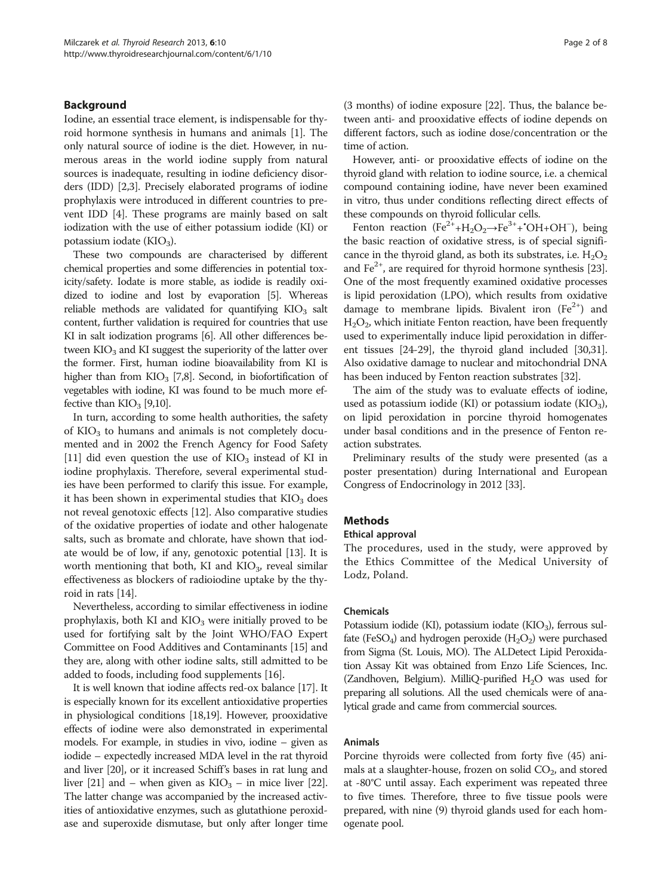## Background

Iodine, an essential trace element, is indispensable for thyroid hormone synthesis in humans and animals [1]. The only natural source of iodine is the diet. However, in numerous areas in the world iodine supply from natural sources is inadequate, resulting in iodine deficiency disorders (IDD) [2,3]. Precisely elaborated programs of iodine prophylaxis were introduced in different countries to prevent IDD [4]. These programs are mainly based on salt iodization with the use of either potassium iodide (KI) or potassium iodate ($KIO_3$).

These two compounds are characterised by different chemical properties and some differencies in potential toxicity/safety. Iodate is more stable, as iodide is readily oxidized to iodine and lost by evaporation [5]. Whereas reliable methods are validated for quantifying $KIO_3$ salt content, further validation is required for countries that use KI in salt iodization programs [6]. All other differences between $KIO_3$ and KI suggest the superiority of the latter over the former. First, human iodine bioavailability from KI is higher than from $KIO_3$ [7,8]. Second, in biofortification of vegetables with iodine, KI was found to be much more effective than $KIO_3$ [9,10].

In turn, according to some health authorities, the safety of $KIO_3$ to humans and animals is not completely documented and in 2002 the French Agency for Food Safety [11] did even question the use of $KIO_3$ instead of KI in iodine prophylaxis. Therefore, several experimental studies have been performed to clarify this issue. For example, it has been shown in experimental studies that $KIO_3$ does not reveal genotoxic effects [12]. Also comparative studies of the oxidative properties of iodate and other halogenate salts, such as bromate and chlorate, have shown that iodate would be of low, if any, genotoxic potential [13]. It is worth mentioning that both, KI and $KIO_3$, reveal similar effectiveness as blockers of radioiodine uptake by the thyroid in rats [14].

Nevertheless, according to similar effectiveness in iodine prophylaxis, both KI and $KIO_3$ were initially proved to be used for fortifying salt by the Joint WHO/FAO Expert Committee on Food Additives and Contaminants [15] and they are, along with other iodine salts, still admitted to be added to foods, including food supplements [16].

It is well known that iodine affects red-ox balance [17]. It is especially known for its excellent antioxidative properties in physiological conditions [18,19]. However, prooxidative effects of iodine were also demonstrated in experimental models. For example, in studies in vivo, iodine – given as iodide – expectedly increased MDA level in the rat thyroid and liver [20], or it increased Schiff's bases in rat lung and liver [21] and – when given as $KIO_3$ – in mice liver [22]. The latter change was accompanied by the increased activities of antioxidative enzymes, such as glutathione peroxidase and superoxide dismutase, but only after longer time (3 months) of iodine exposure [22]. Thus, the balance between anti- and prooxidative effects of iodine depends on different factors, such as iodine dose/concentration or the time of action.

However, anti- or prooxidative effects of iodine on the thyroid gland with relation to iodine source, i.e. a chemical compound containing iodine, have never been examined in vitro, thus under conditions reflecting direct effects of these compounds on thyroid follicular cells.

Fenton reaction ($Fe^{2+}+H_2O_2 \rightarrow Fe^{3+}+{}^{\bullet}OH+OH^-$), being the basic reaction of oxidative stress, is of special significance in the thyroid gland, as both its substrates, i.e. $H_2O_2$ and $Fe^{2+}$, are required for thyroid hormone synthesis [23]. One of the most frequently examined oxidative processes is lipid peroxidation (LPO), which results from oxidative damage to membrane lipids. Bivalent iron ($Fe^{2+}$) and $H_2O_2$, which initiate Fenton reaction, have been frequently used to experimentally induce lipid peroxidation in different tissues [24-29], the thyroid gland included [30,31]. Also oxidative damage to nuclear and mitochondrial DNA has been induced by Fenton reaction substrates [32].

The aim of the study was to evaluate effects of iodine, used as potassium iodide (KI) or potassium iodate ($KIO_3$), on lipid peroxidation in porcine thyroid homogenates under basal conditions and in the presence of Fenton reaction substrates.

Preliminary results of the study were presented (as a poster presentation) during International and European Congress of Endocrinology in 2012 [33].

## Methods

### Ethical approval

The procedures, used in the study, were approved by the Ethics Committee of the Medical University of Lodz, Poland.

### Chemicals

Potassium iodide (KI), potassium iodate ($KIO_3$), ferrous sulfate ($FeSO_4$) and hydrogen peroxide ($H_2O_2$) were purchased from Sigma (St. Louis, MO). The ALDetect Lipid Peroxidation Assay Kit was obtained from Enzo Life Sciences, Inc. (Zandhoven, Belgium). MilliQ-purified $H_2O$ was used for preparing all solutions. All the used chemicals were of analytical grade and came from commercial sources.

### Animals

Porcine thyroids were collected from forty five (45) animals at a slaughter-house, frozen on solid $CO_2$, and stored at -80°C until assay. Each experiment was repeated three to five times. Therefore, three to five tissue pools were prepared, with nine (9) thyroid glands used for each homogenate pool.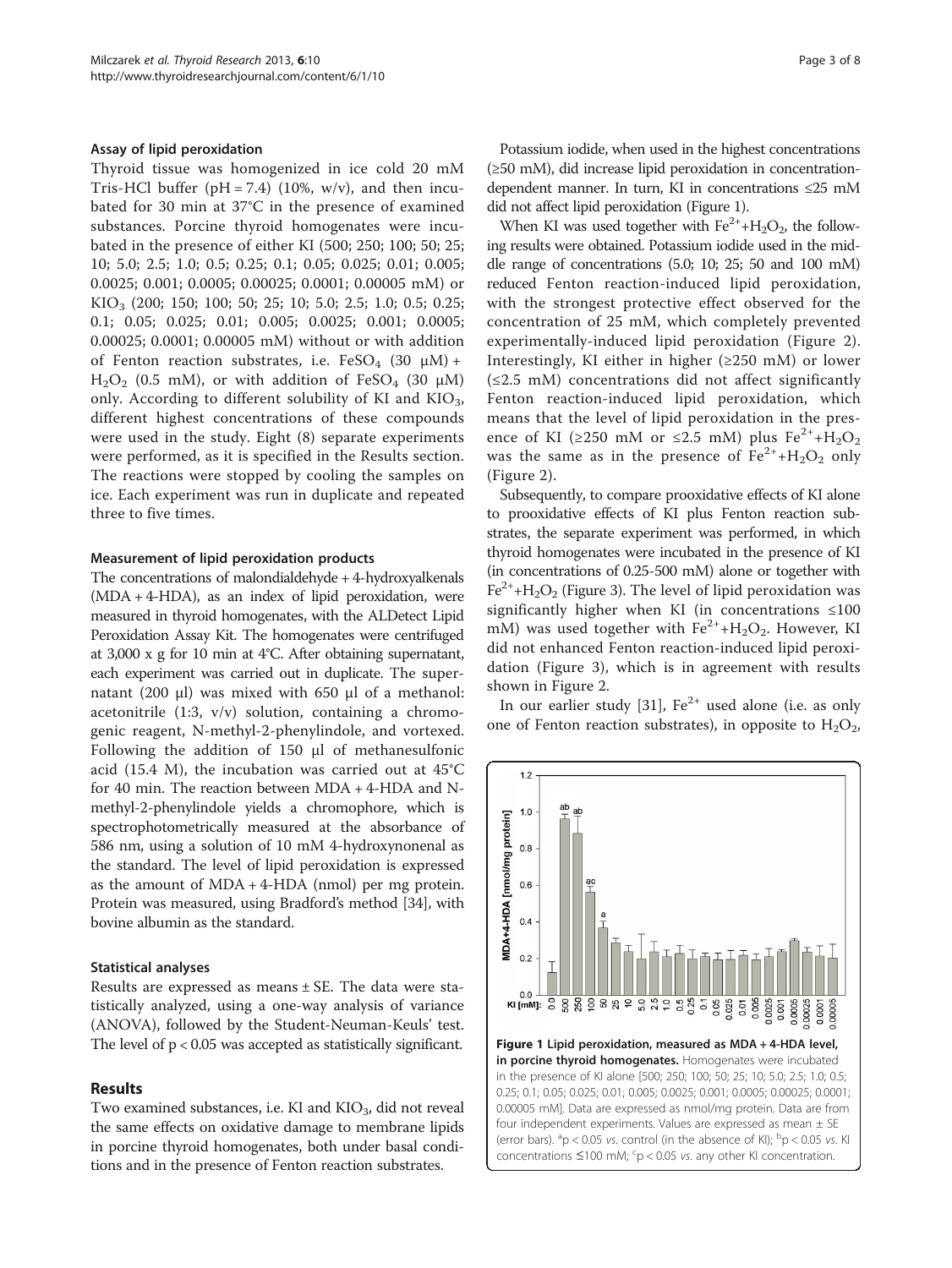#### Assay of lipid peroxidation

Thyroid tissue was homogenized in ice cold 20 mM Tris-HCl buffer (pH = 7.4) (10%, w/v), and then incubated for 30 min at 37°C in the presence of examined substances. Porcine thyroid homogenates were incubated in the presence of either KI (500; 250; 100; 50; 25; 10; 5.0; 2.5; 1.0; 0.5; 0.25; 0.1; 0.05; 0.025; 0.01; 0.005; 0.0025; 0.001; 0.0005; 0.00025; 0.0001; 0.00005 mM) or $KIO_3$ (200; 150; 100; 50; 25; 10; 5.0; 2.5; 1.0; 0.5; 0.25; 0.1; 0.05; 0.025; 0.01; 0.005; 0.0025; 0.001; 0.0005; 0.00025; 0.0001; 0.00005 mM) without or with addition of Fenton reaction substrates, i.e. $FeSO_4$ (30 μM) + $H_2O_2$ (0.5 mM), or with addition of $FeSO_4$ (30 μM) only. According to different solubility of KI and $KIO_3$, different highest concentrations of these compounds were used in the study. Eight (8) separate experiments were performed, as it is specified in the Results section. The reactions were stopped by cooling the samples on ice. Each experiment was run in duplicate and repeated three to five times.

#### Measurement of lipid peroxidation products

The concentrations of malondialdehyde + 4-hydroxyalkenals (MDA + 4-HDA), as an index of lipid peroxidation, were measured in thyroid homogenates, with the ALDetect Lipid Peroxidation Assay Kit. The homogenates were centrifuged at 3,000 x g for 10 min at 4°C. After obtaining supernatant, each experiment was carried out in duplicate. The supernatant (200 μl) was mixed with 650 μl of a methanol: acetonitrile (1:3, v/v) solution, containing a chromogenic reagent, N-methyl-2-phenylindole, and vortexed. Following the addition of 150 μl of methanesulfonic acid (15.4 M), the incubation was carried out at 45°C for 40 min. The reaction between MDA + 4-HDA and N-methyl-2-phenylindole yields a chromophore, which is spectrophotometrically measured at the absorbance of 586 nm, using a solution of 10 mM 4-hydroxynonenal as the standard. The level of lipid peroxidation is expressed as the amount of MDA + 4-HDA (nmol) per mg protein. Protein was measured, using Bradford's method [34], with bovine albumin as the standard.

#### Statistical analyses

Results are expressed as means ± SE. The data were statistically analyzed, using a one-way analysis of variance (ANOVA), followed by the Student-Neuman-Keuls' test. The level of $p < 0.05$ was accepted as statistically significant.

## Results

Two examined substances, i.e. KI and $KIO_3$, did not reveal the same effects on oxidative damage to membrane lipids in porcine thyroid homogenates, both under basal conditions and in the presence of Fenton reaction substrates.

Potassium iodide, when used in the highest concentrations (≥50 mM), did increase lipid peroxidation in concentration-dependent manner. In turn, KI in concentrations ≤25 mM did not affect lipid peroxidation (Figure 1).

When KI was used together with $Fe^{2+}$+$H_2O_2$, the following results were obtained. Potassium iodide used in the middle range of concentrations (5.0; 10; 25; 50 and 100 mM) reduced Fenton reaction-induced lipid peroxidation, with the strongest protective effect observed for the concentration of 25 mM, which completely prevented experimentally-induced lipid peroxidation (Figure 2). Interestingly, KI either in higher (≥250 mM) or lower (≤2.5 mM) concentrations did not affect significantly Fenton reaction-induced lipid peroxidation, which means that the level of lipid peroxidation in the presence of KI (≥250 mM or ≤2.5 mM) plus $Fe^{2+}$+$H_2O_2$ was the same as in the presence of $Fe^{2+}$+$H_2O_2$ only (Figure 2).

Subsequently, to compare prooxidative effects of KI alone to prooxidative effects of KI plus Fenton reaction substrates, the separate experiment was performed, in which thyroid homogenates were incubated in the presence of KI (in concentrations of 0.25-500 mM) alone or together with $Fe^{2+}$+$H_2O_2$ (Figure 3). The level of lipid peroxidation was significantly higher when KI (in concentrations ≤100 mM) was used together with $Fe^{2+}$+$H_2O_2$. However, KI did not enhanced Fenton reaction-induced lipid peroxidation (Figure 3), which is in agreement with results shown in Figure 2.

In our earlier study [31], $Fe^{2+}$ used alone (i.e. as only one of Fenton reaction substrates), in opposite to $H_2O_2$,

**Figure 1 Lipid peroxidation, measured as MDA + 4-HDA level, in porcine thyroid homogenates.** Homogenates were incubated in the presence of KI alone [500; 250; 100; 50; 25; 10; 5.0; 2.5; 1.0; 0.5; 0.25; 0.1; 0.05; 0.025; 0.01; 0.005; 0.0025; 0.001; 0.0005; 0.00025; 0.0001; 0.00005 mM]. Data are expressed as nmol/mg protein. Data are from four independent experiments. Values are expressed as mean ± SE (error bars). [a]p < 0.05 *vs.* control (in the absence of KI); [b]p < 0.05 *vs.* KI concentrations ≤100 mM; [c]p < 0.05 *vs.* any other KI concentration.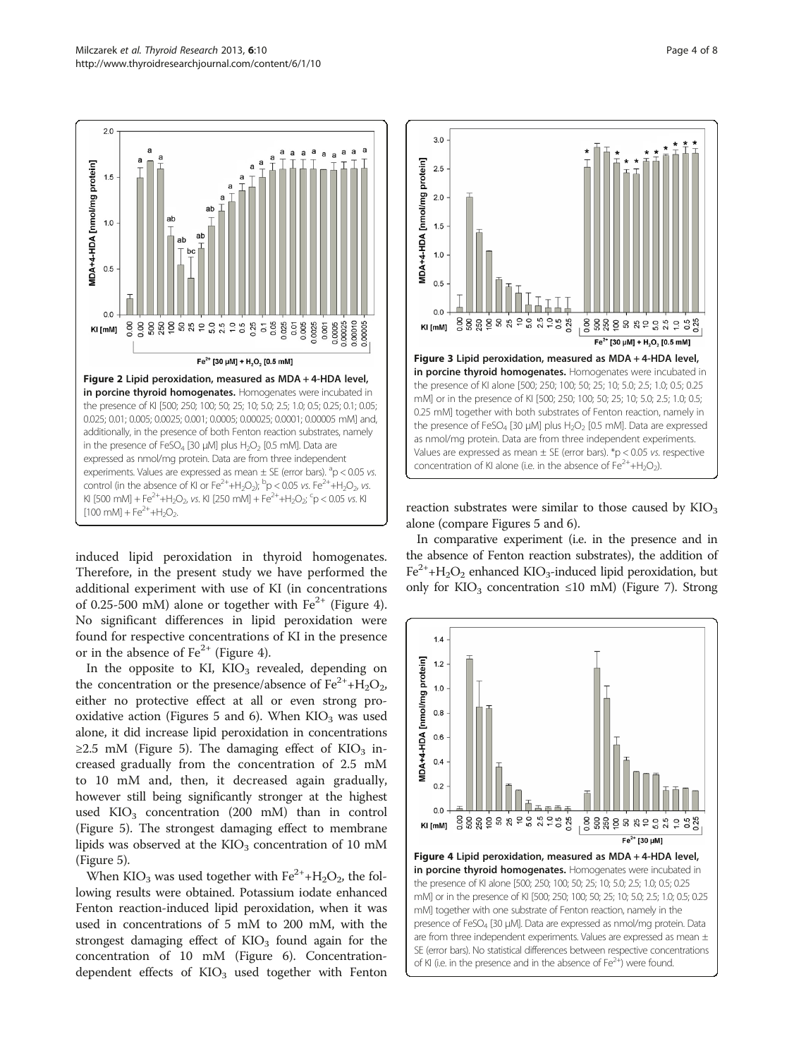Figure 2 Lipid peroxidation, measured as MDA + 4-HDA level, in porcine thyroid homogenates. Homogenates were incubated in the presence of KI [500; 250; 100; 50; 25; 10; 5.0; 2.5; 1.0; 0.5; 0.25; 0.1; 0.05; 0.025; 0.01; 0.005; 0.0025; 0.001; 0.0005; 0.00025; 0.0001; 0.00005 mM] and, additionally, in the presence of both Fenton reaction substrates, namely in the presence of $FeSO_4$ [30 μM] plus $H_2O_2$ [0.5 mM]. Data are expressed as nmol/mg protein. Data are from three independent experiments. Values are expressed as mean ± SE (error bars). [a]$p < 0.05$ *vs.* control (in the absence of KI or $Fe^{2+}$+$H_2O_2$); [b]$p < 0.05$ *vs.* $Fe^{2+}$+$H_2O_2$, *vs.* KI [500 mM] + $Fe^{2+}$+$H_2O_2$, *vs.* KI [250 mM] + $Fe^{2+}$+$H_2O_2$; [c]$p < 0.05$ *vs.* KI [100 mM] + $Fe^{2+}$+$H_2O_2$.

Figure 3 Lipid peroxidation, measured as MDA + 4-HDA level, in porcine thyroid homogenates. Homogenates were incubated in the presence of KI alone [500; 250; 100; 50; 25; 10; 5.0; 2.5; 1.0; 0.5; 0.25 mM] or in the presence of KI [500; 250; 100; 50; 25; 10; 5.0; 2.5; 1.0; 0.5; 0.25 mM] together with both substrates of Fenton reaction, namely in the presence of $FeSO_4$ [30 μM] plus $H_2O_2$ [0.5 mM]. Data are expressed as nmol/mg protein. Data are from three independent experiments. Values are expressed as mean ± SE (error bars). *$p < 0.05$ *vs.* respective concentration of KI alone (i.e. in the absence of $Fe^{2+}$+$H_2O_2$).

induced lipid peroxidation in thyroid homogenates. Therefore, in the present study we have performed the additional experiment with use of KI (in concentrations of 0.25-500 mM) alone or together with $Fe^{2+}$ (Figure 4). No significant differences in lipid peroxidation were found for respective concentrations of KI in the presence or in the absence of $Fe^{2+}$ (Figure 4).

In the opposite to KI, $KIO_3$ revealed, depending on the concentration or the presence/absence of $Fe^{2+}$+$H_2O_2$, either no protective effect at all or even strong pro-oxidative action (Figures 5 and 6). When $KIO_3$ was used alone, it did increase lipid peroxidation in concentrations ≥2.5 mM (Figure 5). The damaging effect of $KIO_3$ increased gradually from the concentration of 2.5 mM to 10 mM and, then, it decreased again gradually, however still being significantly stronger at the highest used $KIO_3$ concentration (200 mM) than in control (Figure 5). The strongest damaging effect to membrane lipids was observed at the $KIO_3$ concentration of 10 mM (Figure 5).

When $KIO_3$ was used together with $Fe^{2+}$+$H_2O_2$, the following results were obtained. Potassium iodate enhanced Fenton reaction-induced lipid peroxidation, when it was used in concentrations of 5 mM to 200 mM, with the strongest damaging effect of $KIO_3$ found again for the concentration of 10 mM (Figure 6). Concentration-dependent effects of $KIO_3$ used together with Fenton reaction substrates were similar to those caused by $KIO_3$ alone (compare Figures 5 and 6).

In comparative experiment (i.e. in the presence and in the absence of Fenton reaction substrates), the addition of $Fe^{2+}$+$H_2O_2$ enhanced $KIO_3$-induced lipid peroxidation, but only for $KIO_3$ concentration ≤10 mM) (Figure 7). Strong

Figure 4 Lipid peroxidation, measured as MDA + 4-HDA level, in porcine thyroid homogenates. Homogenates were incubated in the presence of KI alone [500; 250; 100; 50; 25; 10; 5.0; 2.5; 1.0; 0.5; 0.25 mM] or in the presence of KI [500; 250; 100; 50; 25; 10; 5.0; 2.5; 1.0; 0.5; 0.25 mM] together with one substrate of Fenton reaction, namely in the presence of $FeSO_4$ [30 μM]. Data are expressed as nmol/mg protein. Data are from three independent experiments. Values are expressed as mean ± SE (error bars). No statistical differences between respective concentrations of KI (i.e. in the presence and in the absence of $Fe^{2+}$) were found.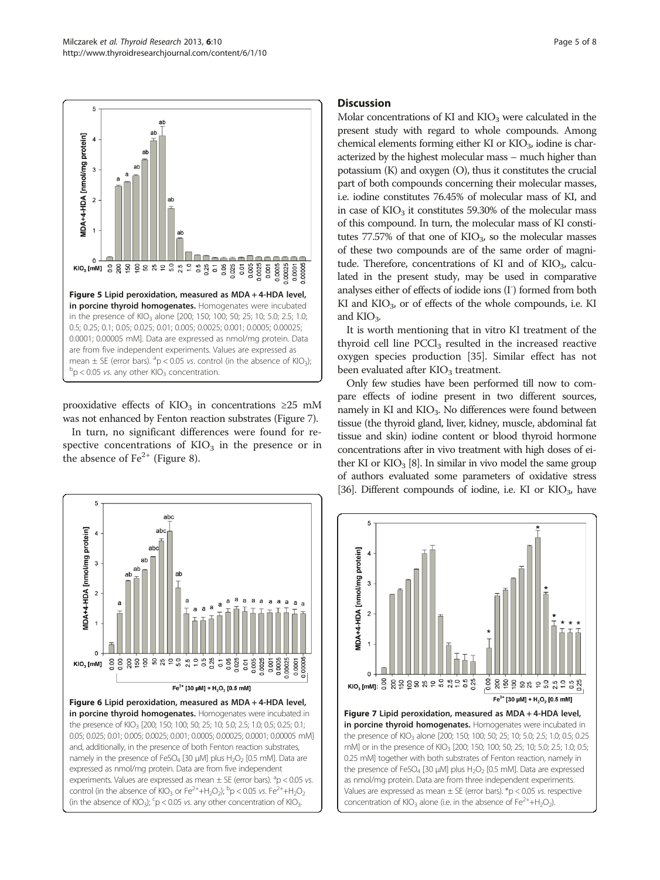Figure 5 Lipid peroxidation, measured as MDA + 4-HDA level, in porcine thyroid homogenates. Homogenates were incubated in the presence of $KIO_3$ alone [200; 150; 100; 50; 25; 10; 5.0; 2.5; 1.0; 0.5; 0.25; 0.1; 0.05; 0.025; 0.01; 0.005; 0.0025; 0.001; 0.0005; 0.00025; 0.0001; 0.00005 mM]. Data are expressed as nmol/mg protein. Data are from five independent experiments. Values are expressed as mean ± SE (error bars). [a]$p < 0.05$ *vs.* control (in the absence of $KIO_3$); [b]$p < 0.05$ *vs.* any other $KIO_3$ concentration.

prooxidative effects of $KIO_3$ in concentrations ≥25 mM was not enhanced by Fenton reaction substrates (Figure 7).

In turn, no significant differences were found for respective concentrations of $KIO_3$ in the presence or in the absence of $Fe^{2+}$ (Figure 8).

Figure 6 Lipid peroxidation, measured as MDA + 4-HDA level, in porcine thyroid homogenates. Homogenates were incubated in the presence of $KIO_3$ [200; 150; 100; 50; 25; 10; 5.0; 2.5; 1.0; 0.5; 0.25; 0.1; 0.05; 0.025; 0.01; 0.005; 0.0025; 0.001; 0.0005; 0.00025; 0.0001; 0.00005 mM] and, additionally, in the presence of both Fenton reaction substrates, namely in the presence of $FeSO_4$ [30 μM] plus $H_2O_2$ [0.5 mM]. Data are expressed as nmol/mg protein. Data are from five independent experiments. Values are expressed as mean ± SE (error bars). [a]$p < 0.05$ *vs.* control (in the absence of $KIO_3$ or $Fe^{2+}+H_2O_2$); [b]$p < 0.05$ *vs.* $Fe^{2+}+H_2O_2$ (in the absence of $KIO_3$); [c]$p < 0.05$ *vs.* any other concentration of $KIO_3$.

## Discussion

Molar concentrations of KI and $KIO_3$ were calculated in the present study with regard to whole compounds. Among chemical elements forming either KI or $KIO_3$, iodine is characterized by the highest molecular mass – much higher than potassium (K) and oxygen (O), thus it constitutes the crucial part of both compounds concerning their molecular masses, i.e. iodine constitutes 76.45% of molecular mass of KI, and in case of $KIO_3$ it constitutes 59.30% of the molecular mass of this compound. In turn, the molecular mass of KI constitutes 77.57% of that one of $KIO_3$, so the molecular masses of these two compounds are of the same order of magnitude. Therefore, concentrations of KI and of $KIO_3$, calculated in the present study, may be used in comparative analyses either of effects of iodide ions ($I^-$) formed from both KI and $KIO_3$, or of effects of the whole compounds, i.e. KI and $KIO_3$.

It is worth mentioning that in vitro KI treatment of the thyroid cell line $PCCl_3$ resulted in the increased reactive oxygen species production [35]. Similar effect has not been evaluated after $KIO_3$ treatment.

Only few studies have been performed till now to compare effects of iodine present in two different sources, namely in KI and $KIO_3$. No differences were found between tissue (the thyroid gland, liver, kidney, muscle, abdominal fat tissue and skin) iodine content or blood thyroid hormone concentrations after in vivo treatment with high doses of either KI or $KIO_3$ [8]. In similar in vivo model the same group of authors evaluated some parameters of oxidative stress [36]. Different compounds of iodine, i.e. KI or $KIO_3$, have

Figure 7 Lipid peroxidation, measured as MDA + 4-HDA level, in porcine thyroid homogenates. Homogenates were incubated in the presence of $KIO_3$ alone [200; 150; 100; 50; 25; 10; 5.0; 2.5; 1.0; 0.5; 0.25 mM] or in the presence of $KIO_3$ [200; 150; 100; 50; 25; 10; 5.0; 2.5; 1.0; 0.5; 0.25 mM] together with both substrates of Fenton reaction, namely in the presence of $FeSO_4$ [30 μM] plus $H_2O_2$ [0.5 mM]. Data are expressed as nmol/mg protein. Data are from three independent experiments. Values are expressed as mean ± SE (error bars). *$p < 0.05$ *vs.* respective concentration of $KIO_3$ alone (i.e. in the absence of $Fe^{2+}+H_2O_2$).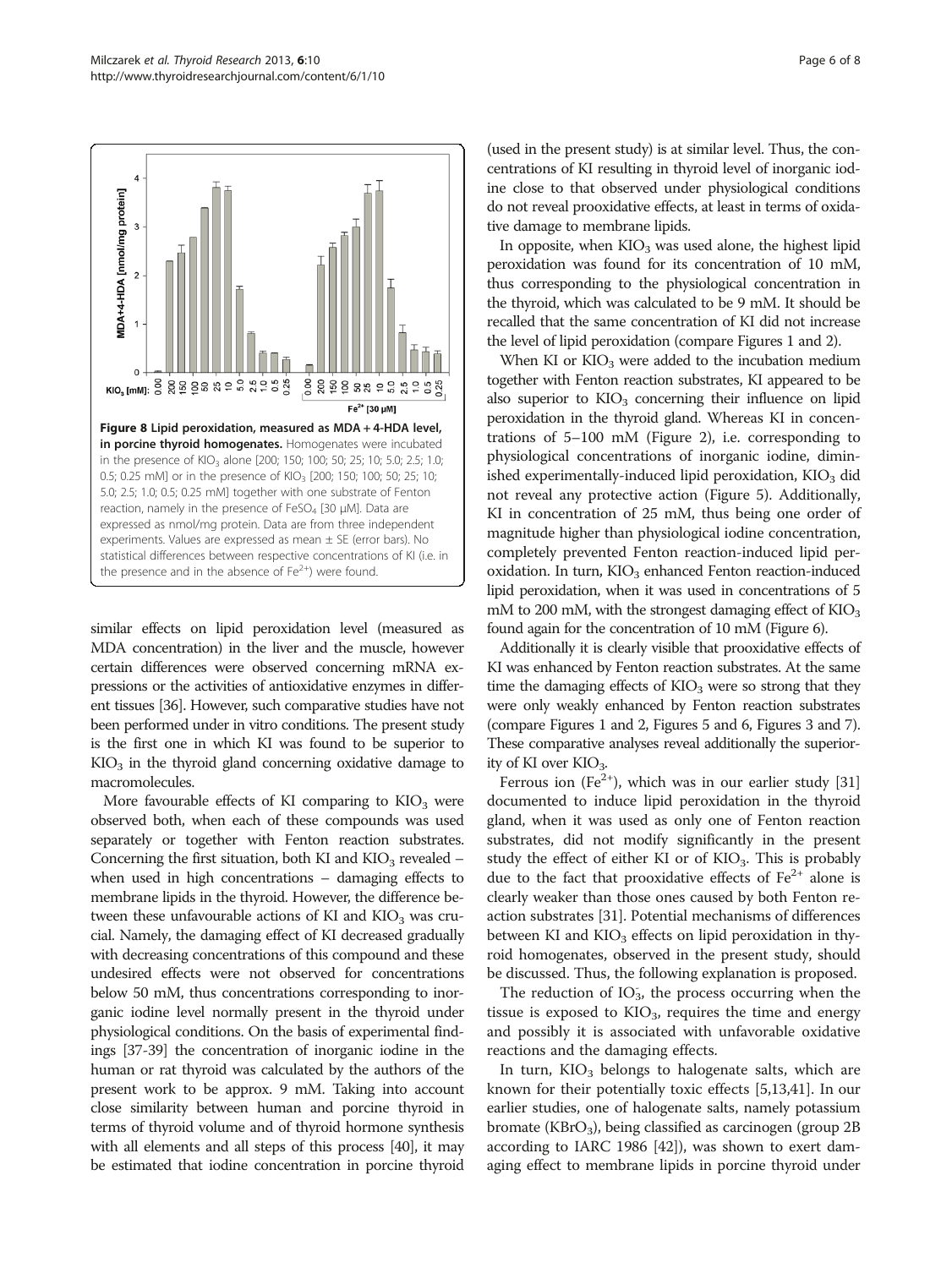**Figure 8 Lipid peroxidation, measured as MDA + 4-HDA level, in porcine thyroid homogenates.** Homogenates were incubated in the presence of $KIO_3$ alone [200; 150; 100; 50; 25; 10; 5.0; 2.5; 1.0; 0.5; 0.25 mM] or in the presence of $KIO_3$ [200; 150; 100; 50; 25; 10; 5.0; 2.5; 1.0; 0.5; 0.25 mM] together with one substrate of Fenton reaction, namely in the presence of $FeSO_4$ [30 μM]. Data are expressed as nmol/mg protein. Data are from three independent experiments. Values are expressed as mean ± SE (error bars). No statistical differences between respective concentrations of KI (i.e. in the presence and in the absence of $Fe^{2+}$) were found.

similar effects on lipid peroxidation level (measured as MDA concentration) in the liver and the muscle, however certain differences were observed concerning mRNA expressions or the activities of antioxidative enzymes in different tissues [36]. However, such comparative studies have not been performed under in vitro conditions. The present study is the first one in which KI was found to be superior to $KIO_3$ in the thyroid gland concerning oxidative damage to macromolecules.

More favourable effects of KI comparing to $KIO_3$ were observed both, when each of these compounds was used separately or together with Fenton reaction substrates. Concerning the first situation, both KI and $KIO_3$ revealed – when used in high concentrations – damaging effects to membrane lipids in the thyroid. However, the difference between these unfavourable actions of KI and $KIO_3$ was crucial. Namely, the damaging effect of KI decreased gradually with decreasing concentrations of this compound and these undesired effects were not observed for concentrations below 50 mM, thus concentrations corresponding to inorganic iodine level normally present in the thyroid under physiological conditions. On the basis of experimental findings [37-39] the concentration of inorganic iodine in the human or rat thyroid was calculated by the authors of the present work to be approx. 9 mM. Taking into account close similarity between human and porcine thyroid in terms of thyroid volume and of thyroid hormone synthesis with all elements and all steps of this process [40], it may be estimated that iodine concentration in porcine thyroid (used in the present study) is at similar level. Thus, the concentrations of KI resulting in thyroid level of inorganic iodine close to that observed under physiological conditions do not reveal prooxidative effects, at least in terms of oxidative damage to membrane lipids.

In opposite, when $KIO_3$ was used alone, the highest lipid peroxidation was found for its concentration of 10 mM, thus corresponding to the physiological concentration in the thyroid, which was calculated to be 9 mM. It should be recalled that the same concentration of KI did not increase the level of lipid peroxidation (compare Figures 1 and 2).

When KI or $KIO_3$ were added to the incubation medium together with Fenton reaction substrates, KI appeared to be also superior to $KIO_3$ concerning their influence on lipid peroxidation in the thyroid gland. Whereas KI in concentrations of 5–100 mM (Figure 2), i.e. corresponding to physiological concentrations of inorganic iodine, diminished experimentally-induced lipid peroxidation, $KIO_3$ did not reveal any protective action (Figure 5). Additionally, KI in concentration of 25 mM, thus being one order of magnitude higher than physiological iodine concentration, completely prevented Fenton reaction-induced lipid peroxidation. In turn, $KIO_3$ enhanced Fenton reaction-induced lipid peroxidation, when it was used in concentrations of 5 mM to 200 mM, with the strongest damaging effect of $KIO_3$ found again for the concentration of 10 mM (Figure 6).

Additionally it is clearly visible that prooxidative effects of KI was enhanced by Fenton reaction substrates. At the same time the damaging effects of $KIO_3$ were so strong that they were only weakly enhanced by Fenton reaction substrates (compare Figures 1 and 2, Figures 5 and 6, Figures 3 and 7). These comparative analyses reveal additionally the superiority of KI over $KIO_3$.

Ferrous ion ($Fe^{2+}$), which was in our earlier study [31] documented to induce lipid peroxidation in the thyroid gland, when it was used as only one of Fenton reaction substrates, did not modify significantly in the present study the effect of either KI or of $KIO_3$. This is probably due to the fact that prooxidative effects of $Fe^{2+}$ alone is clearly weaker than those ones caused by both Fenton reaction substrates [31]. Potential mechanisms of differences between KI and $KIO_3$ effects on lipid peroxidation in thyroid homogenates, observed in the present study, should be discussed. Thus, the following explanation is proposed.

The reduction of $IO_3^-$, the process occurring when the tissue is exposed to $KIO_3$, requires the time and energy and possibly it is associated with unfavorable oxidative reactions and the damaging effects.

In turn, $KIO_3$ belongs to halogenate salts, which are known for their potentially toxic effects [5,13,41]. In our earlier studies, one of halogenate salts, namely potassium bromate ($KBrO_3$), being classified as carcinogen (group 2B according to IARC 1986 [42]), was shown to exert damaging effect to membrane lipids in porcine thyroid under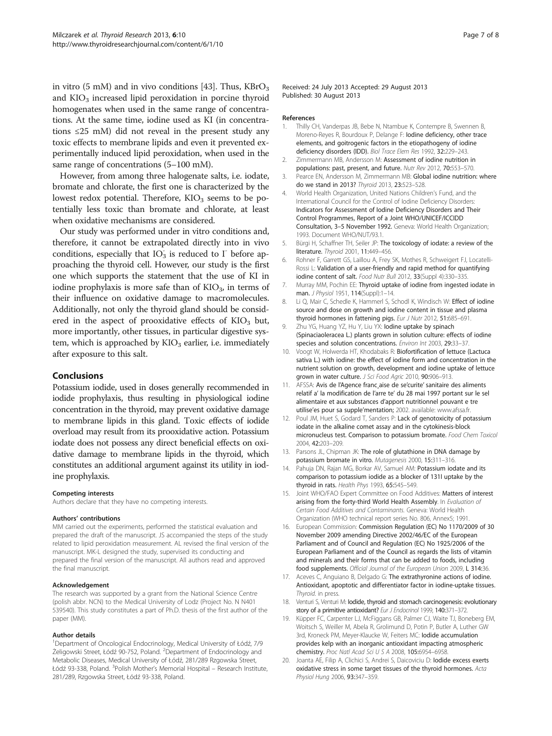in vitro (5 mM) and in vivo conditions [43]. Thus, $KBrO_3$ and $KIO_3$ increased lipid peroxidation in porcine thyroid homogenates when used in the same range of concentrations. At the same time, iodine used as KI (in concentrations ≤25 mM) did not reveal in the present study any toxic effects to membrane lipids and even it prevented experimentally induced lipid peroxidation, when used in the same range of concentrations (5–100 mM).

However, from among three halogenate salts, i.e. iodate, bromate and chlorate, the first one is characterized by the lowest redox potential. Therefore, $KIO_3$ seems to be potentially less toxic than bromate and chlorate, at least when oxidative mechanisms are considered.

Our study was performed under in vitro conditions and, therefore, it cannot be extrapolated directly into in vivo conditions, especially that $IO_3^-$ is reduced to $I^-$ before approaching the thyroid cell. However, our study is the first one which supports the statement that the use of KI in iodine prophylaxis is more safe than of $KIO_3$, in terms of their influence on oxidative damage to macromolecules. Additionally, not only the thyroid gland should be considered in the aspect of prooxidative effects of $KIO_3$ but, more importantly, other tissues, in particular digestive system, which is approached by $KIO_3$ earlier, i.e. immediately after exposure to this salt.

## Conclusions

Potassium iodide, used in doses generally recommended in iodide prophylaxis, thus resulting in physiological iodine concentration in the thyroid, may prevent oxidative damage to membrane lipids in this gland. Toxic effects of iodide overload may result from its prooxidative action. Potassium iodate does not possess any direct beneficial effects on oxidative damage to membrane lipids in the thyroid, which constitutes an additional argument against its utility in iodine prophylaxis.

#### Competing interests

Authors declare that they have no competing interests.

#### Authors' contributions

MM carried out the experiments, performed the statistical evaluation and prepared the draft of the manuscript. JS accompanied the steps of the study related to lipid peroxidation measurement. AL revised the final version of the manuscript. MK-L designed the study, supervised its conducting and prepared the final version of the manuscript. All authors read and approved the final manuscript.

#### Acknowledgement

The research was supported by a grant from the National Science Centre (polish abbr. NCN) to the Medical University of Lodz (Project No. N N401 539540). This study constitutes a part of Ph.D. thesis of the first author of the paper (MM).

#### Author details

[1]Department of Oncological Endocrinology, Medical University of Łódź, 7/9 Żeligowski Street, Łódź 90-752, Poland. [2]Department of Endocrinology and Metabolic Diseases, Medical University of Łódź, 281/289 Rzgowska Street, Łódź 93-338, Poland. [3]Polish Mother's Memorial Hospital – Research Institute, 281/289, Rzgowska Street, Łódź 93-338, Poland.

Received: 24 July 2013 Accepted: 29 August 2013
Published: 30 August 2013

#### References

1. Thilly CH, Vanderpas JB, Bebe N, Ntambue K, Contempre B, Swennen B, Moreno-Reyes R, Bourdoux P, Delange F: **Iodine deficiency, other trace elements, and goitrogenic factors in the etiopathogeny of iodine deficiency disorders (IDD).** *Biol Trace Elem Res* 1992, **32:**229–243.
2. Zimmermann MB, Andersson M: **Assessment of iodine nutrition in populations: past, present, and future.** *Nutr Rev* 2012, **70:**553–570.
3. Pearce EN, Andersson M, Zimmermann MB: **Global iodine nutrition: where do we stand in 2013?** *Thyroid* 2013, **23:**523–528.
4. World Health Organization, United Nations Children's Fund, and the International Council for the Control of Iodine Deficiency Disorders: **Indicators for Assessment of Iodine Deficiency Disorders and Their Control Programmes, Report of a Joint WHO/UNICEF/ICCIDD Consultation, 3–5 November 1992.** Geneva: World Health Organization; 1993. Document WHO/NUT/93.1.
5. Bürgi H, Schaffner TH, Seiler JP: **The toxicology of iodate: a review of the literature.** *Thyroid* 2001, **11:**449–456.
6. Rohner F, Garrett GS, Laillou A, Frey SK, Mothes R, Schweigert FJ, Locatelli-Rossi L: **Validation of a user-friendly and rapid method for quantifying iodine content of salt.** *Food Nutr Bull* 2012, **33**(Suppl 4):330–335.
7. Murray MM, Pochin EE: **Thyroid uptake of iodine from ingested iodate in man.** *J Physiol* 1951, **114**(Suppl):1–14.
8. Li Q, Mair C, Schedle K, Hammerl S, Schodl K, Windisch W: **Effect of iodine source and dose on growth and iodine content in tissue and plasma thyroid hormones in fattening pigs.** *Eur J Nutr* 2012, **51:**685–691.
9. Zhu YG, Huang YZ, Hu Y, Liu YX: **Iodine uptake by spinach (Spinaciaoleracea L.) plants grown in solution culture: effects of iodine species and solution concentrations.** *Environ Int* 2003, **29:**33–37.
10. Voogt W, Holwerda HT, Khodabaks R: **Biofortification of lettuce (Lactuca sativa L.) with iodine: the effect of iodine form and concentration in the nutrient solution on growth, development and iodine uptake of lettuce grown in water culture.** *J Sci Food Agric* 2010, **90:**906–913.
11. AFSSA: **Avis de l'Agence franc¸aise de se'curite' sanitaire des aliments relatif a' la modification de l'arre te' du 28 mai 1997 portant sur le sel alimentaire et aux substances d'apport nutritionnel pouvant e tre utilise'es pour sa supple'mentation;** 2002. available: www.afssa.fr.
12. Poul JM, Huet S, Godard T, Sanders P: **Lack of genotoxicity of potassium iodate in the alkaline comet assay and in the cytokinesis-block micronucleus test. Comparison to potassium bromate.** *Food Chem Toxicol* 2004, **42:**203–209.
13. Parsons JL, Chipman JK: **The role of glutathione in DNA damage by potassium bromate in vitro.** *Mutagenesis* 2000, **15:**311–316.
14. Pahuja DN, Rajan MG, Borkar AV, Samuel AM: **Potassium iodate and its comparison to potassium iodide as a blocker of 131I uptake by the thyroid in rats.** *Health Phys* 1993, **65:**545–549.
15. Joint WHO/FAO Expert Committee on Food Additives: **Matters of interest arising from the forty-third World Health Assembly.** In *Evaluation of Certain Food Additives and Contaminants.* Geneva: World Health Organization (WHO technical report series No. 806, Annex5; 1991.
16. European Commission: **Commission Regulation (EC) No 1170/2009 of 30 November 2009 amending Directive 2002/46/EC of the European Parliament and of Council and Regulation (EC) No 1925/2006 of the European Parliament and of the Council as regards the lists of vitamin and minerals and their forms that can be added to foods, including food supplements.** *Official Journal of the European Union* 2009, **L 314:**36.
17. Aceves C, Anguiano B, Delgado G: **The extrathyronine actions of iodine. Antioxidant, apoptotic and differentiator factor in iodine-uptake tissues.** *Thyroid*. in press.
18. Venturi S, Venturi M: **Iodide, thyroid and stomach carcinogenesis: evolutionary story of a primitive antioxidant?** *Eur J Endocrinol* 1999, **140:**371–372.
19. Küpper FC, Carpenter LJ, McFiggans GB, Palmer CJ, Waite TJ, Boneberg EM, Woitsch S, Weiller M, Abela R, Grolimund D, Potin P, Butler A, Luther GW 3rd, Kroneck PM, Meyer-Klaucke W, Feiters MC: **Iodide accumulation provides kelp with an inorganic antioxidant impacting atmospheric chemistry.** *Proc Natl Acad Sci U S A* 2008, **105:**6954–6958.
20. Joanta AE, Filip A, Clichici S, Andrei S, Daicoviciu D: **Iodide excess exerts oxidative stress in some target tissues of the thyroid hormones.** *Acta Physiol Hung* 2006, **93:**347–359.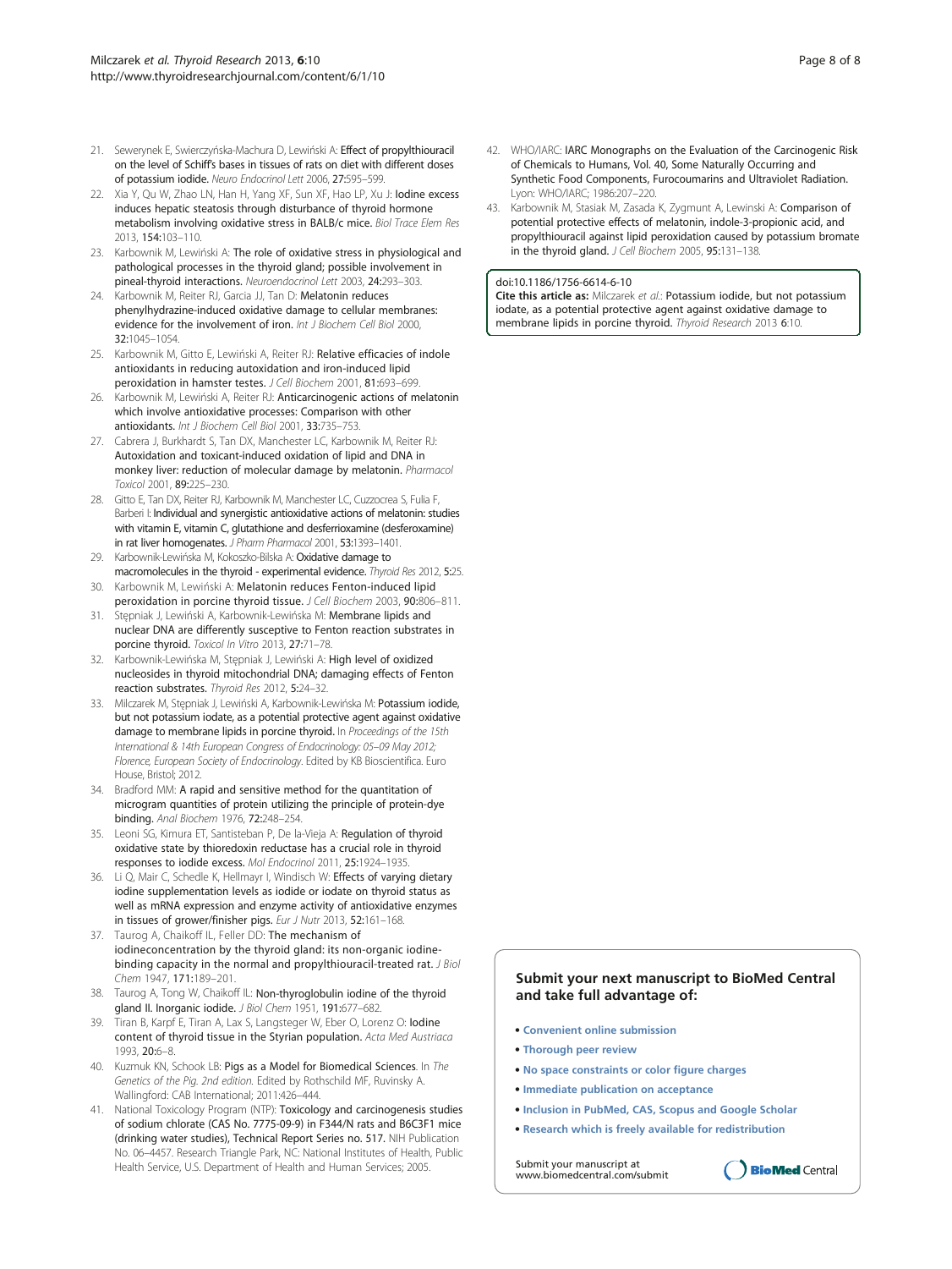21. Sewerynek E, Swierczyńska-Machura D, Lewiński A: **Effect of propylthiouracil on the level of Schiff's bases in tissues of rats on diet with different doses of potassium iodide.** *Neuro Endocrinol Lett* 2006, **27:**595–599.
22. Xia Y, Qu W, Zhao LN, Han H, Yang XF, Sun XF, Hao LP, Xu J: **Iodine excess induces hepatic steatosis through disturbance of thyroid hormone metabolism involving oxidative stress in BALB/c mice.** *Biol Trace Elem Res* 2013, **154:**103–110.
23. Karbownik M, Lewiński A: **The role of oxidative stress in physiological and pathological processes in the thyroid gland; possible involvement in pineal-thyroid interactions.** *Neuroendocrinol Lett* 2003, **24:**293–303.
24. Karbownik M, Reiter RJ, Garcia JJ, Tan D: **Melatonin reduces phenylhydrazine-induced oxidative damage to cellular membranes: evidence for the involvement of iron.** *Int J Biochem Cell Biol* 2000, **32:**1045–1054.
25. Karbownik M, Gitto E, Lewiński A, Reiter RJ: **Relative efficacies of indole antioxidants in reducing autoxidation and iron-induced lipid peroxidation in hamster testes.** *J Cell Biochem* 2001, **81:**693–699.
26. Karbownik M, Lewiński A, Reiter RJ: **Anticarcinogenic actions of melatonin which involve antioxidative processes: Comparison with other antioxidants.** *Int J Biochem Cell Biol* 2001, **33:**735–753.
27. Cabrera J, Burkhardt S, Tan DX, Manchester LC, Karbownik M, Reiter RJ: **Autoxidation and toxicant-induced oxidation of lipid and DNA in monkey liver: reduction of molecular damage by melatonin.** *Pharmacol Toxicol* 2001, **89:**225–230.
28. Gitto E, Tan DX, Reiter RJ, Karbownik M, Manchester LC, Cuzzocrea S, Fulia F, Barberi I: **Individual and synergistic antioxidative actions of melatonin: studies with vitamin E, vitamin C, glutathione and desferrioxamine (desferoxamine) in rat liver homogenates.** *J Pharm Pharmacol* 2001, **53:**1393–1401.
29. Karbownik-Lewińska M, Kokoszko-Bilska A: **Oxidative damage to macromolecules in the thyroid - experimental evidence.** *Thyroid Res* 2012, **5:**25.
30. Karbownik M, Lewiński A: **Melatonin reduces Fenton-induced lipid peroxidation in porcine thyroid tissue.** *J Cell Biochem* 2003, **90:**806–811.
31. Stępniak J, Lewiński A, Karbownik-Lewińska M: **Membrane lipids and nuclear DNA are differently susceptive to Fenton reaction substrates in porcine thyroid.** *Toxicol In Vitro* 2013, **27:**71–78.
32. Karbownik-Lewińska M, Stępniak J, Lewiński A: **High level of oxidized nucleosides in thyroid mitochondrial DNA; damaging effects of Fenton reaction substrates.** *Thyroid Res* 2012, **5:**24–32.
33. Milczarek M, Stępniak J, Lewiński A, Karbownik-Lewińska M: **Potassium iodide, but not potassium iodate, as a potential protective agent against oxidative damage to membrane lipids in porcine thyroid.** In *Proceedings of the 15th International & 14th European Congress of Endocrinology: 05–09 May 2012; Florence, European Society of Endocrinology*. Edited by KB Bioscientifica. Euro House, Bristol; 2012.
34. Bradford MM: **A rapid and sensitive method for the quantitation of microgram quantities of protein utilizing the principle of protein-dye binding.** *Anal Biochem* 1976, **72:**248–254.
35. Leoni SG, Kimura ET, Santisteban P, De la-Vieja A: **Regulation of thyroid oxidative state by thioredoxin reductase has a crucial role in thyroid responses to iodide excess.** *Mol Endocrinol* 2011, **25:**1924–1935.
36. Li Q, Mair C, Schedle K, Hellmayr I, Windisch W: **Effects of varying dietary iodine supplementation levels as iodide or iodate on thyroid status as well as mRNA expression and enzyme activity of antioxidative enzymes in tissues of grower/finisher pigs.** *Eur J Nutr* 2013, **52:**161–168.
37. Taurog A, Chaikoff IL, Feller DD: **The mechanism of iodineconcentration by the thyroid gland: its non-organic iodine-binding capacity in the normal and propylthiouracil-treated rat.** *J Biol Chem* 1947, **171:**189–201.
38. Taurog A, Tong W, Chaikoff IL: **Non-thyroglobulin iodine of the thyroid gland II. Inorganic iodide.** *J Biol Chem* 1951, **191:**677–682.
39. Tiran B, Karpf E, Tiran A, Lax S, Langsteger W, Eber O, Lorenz O: **Iodine content of thyroid tissue in the Styrian population.** *Acta Med Austriaca* 1993, **20:**6–8.
40. Kuzmuk KN, Schook LB: **Pigs as a Model for Biomedical Sciences.** In *The Genetics of the Pig. 2nd edition.* Edited by Rothschild MF, Ruvinsky A. Wallingford: CAB International; 2011:426–444.
41. National Toxicology Program (NTP): **Toxicology and carcinogenesis studies of sodium chlorate (CAS No. 7775-09-9) in F344/N rats and B6C3F1 mice (drinking water studies), Technical Report Series no. 517.** NIH Publication No. 06–4457. Research Triangle Park, NC: National Institutes of Health, Public Health Service, U.S. Department of Health and Human Services; 2005.
42. WHO/IARC: **IARC Monographs on the Evaluation of the Carcinogenic Risk of Chemicals to Humans, Vol. 40, Some Naturally Occurring and Synthetic Food Components, Furocoumarins and Ultraviolet Radiation.** Lyon: WHO/IARC; 1986:207–220.
43. Karbownik M, Stasiak M, Zasada K, Zygmunt A, Lewinski A: **Comparison of potential protective effects of melatonin, indole-3-propionic acid, and propylthiouracil against lipid peroxidation caused by potassium bromate in the thyroid gland.** *J Cell Biochem* 2005, **95:**131–138.

doi:10.1186/1756-6614-6-10

**Cite this article as:** Milczarek *et al.*: Potassium iodide, but not potassium iodate, as a potential protective agent against oxidative damage to membrane lipids in porcine thyroid. *Thyroid Research* 2013 **6**:10.

**Submit your next manuscript to BioMed Central and take full advantage of:**

- **Convenient online submission**
- **Thorough peer review**
- **No space constraints or color figure charges**
- **Immediate publication on acceptance**
- **Inclusion in PubMed, CAS, Scopus and Google Scholar**
- **Research which is freely available for redistribution**

Submit your manuscript at www.biomedcentral.com/submit

BioMed Central